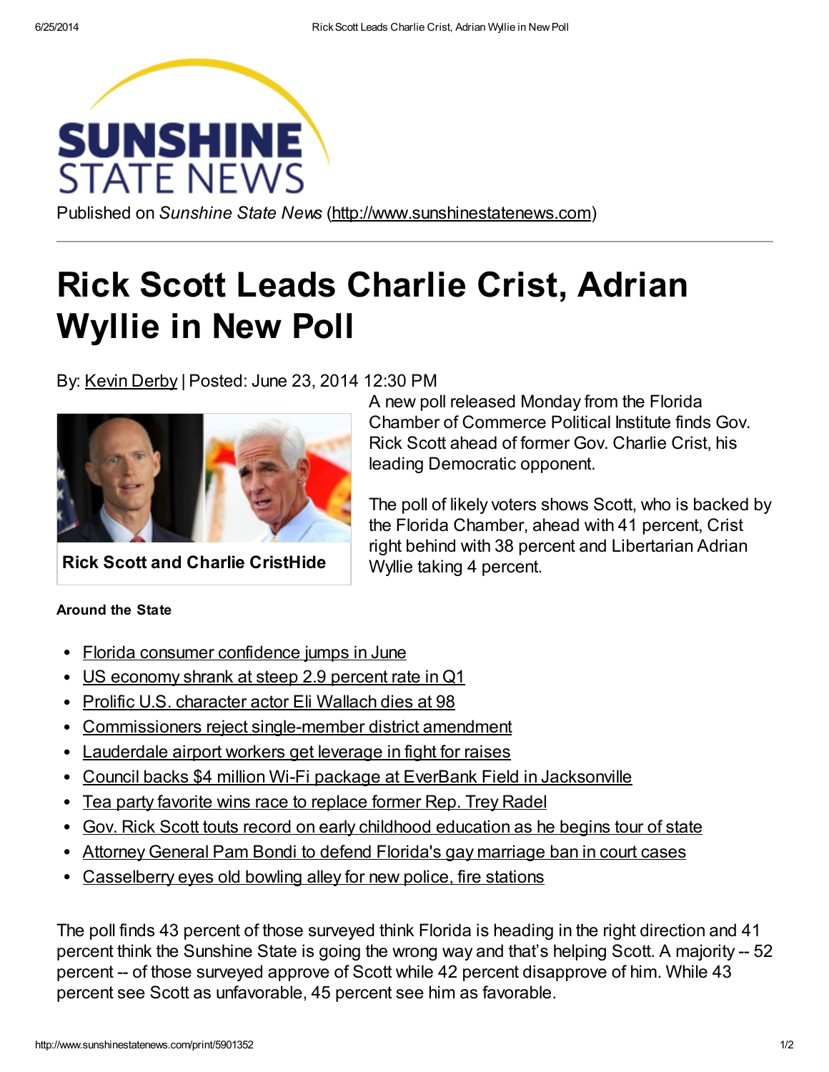Published on *Sunshine State News* (http://www.sunshinestatenews.com)

# Rick Scott Leads Charlie Crist, Adrian Wyllie in New Poll

By: Kevin Derby | Posted: June 23, 2014 12:30 PM

**Rick Scott and Charlie CristHide**

A new poll released Monday from the Florida Chamber of Commerce Political Institute finds Gov. Rick Scott ahead of former Gov. Charlie Crist, his leading Democratic opponent.

The poll of likely voters shows Scott, who is backed by the Florida Chamber, ahead with 41 percent, Crist right behind with 38 percent and Libertarian Adrian Wyllie taking 4 percent.

**Around the State**

- Florida consumer confidence jumps in June
- US economy shrank at steep 2.9 percent rate in Q1
- Prolific U.S. character actor Eli Wallach dies at 98
- Commissioners reject single-member district amendment
- Lauderdale airport workers get leverage in fight for raises
- Council backs $4 million Wi-Fi package at EverBank Field in Jacksonville
- Tea party favorite wins race to replace former Rep. Trey Radel
- Gov. Rick Scott touts record on early childhood education as he begins tour of state
- Attorney General Pam Bondi to defend Florida's gay marriage ban in court cases
- Casselberry eyes old bowling alley for new police, fire stations

The poll finds 43 percent of those surveyed think Florida is heading in the right direction and 41 percent think the Sunshine State is going the wrong way and that's helping Scott. A majority -- 52 percent -- of those surveyed approve of Scott while 42 percent disapprove of him. While 43 percent see Scott as unfavorable, 45 percent see him as favorable.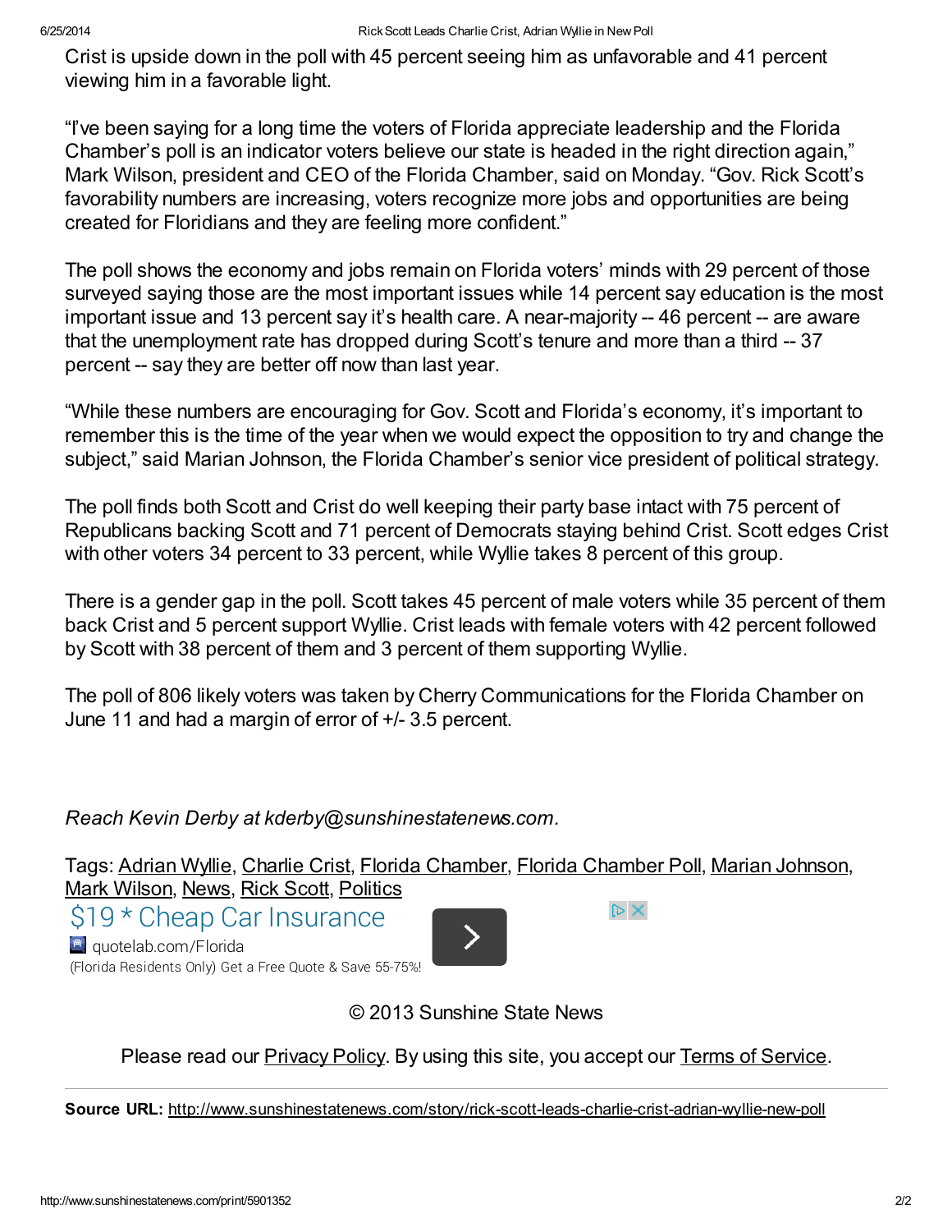Crist is upside down in the poll with 45 percent seeing him as unfavorable and 41 percent viewing him in a favorable light.

“I’ve been saying for a long time the voters of Florida appreciate leadership and the Florida Chamber’s poll is an indicator voters believe our state is headed in the right direction again,” Mark Wilson, president and CEO of the Florida Chamber, said on Monday. “Gov. Rick Scott’s favorability numbers are increasing, voters recognize more jobs and opportunities are being created for Floridians and they are feeling more confident.”

The poll shows the economy and jobs remain on Florida voters’ minds with 29 percent of those surveyed saying those are the most important issues while 14 percent say education is the most important issue and 13 percent say it’s health care. A near-majority -- 46 percent -- are aware that the unemployment rate has dropped during Scott’s tenure and more than a third -- 37 percent -- say they are better off now than last year.

“While these numbers are encouraging for Gov. Scott and Florida’s economy, it’s important to remember this is the time of the year when we would expect the opposition to try and change the subject,” said Marian Johnson, the Florida Chamber’s senior vice president of political strategy.

The poll finds both Scott and Crist do well keeping their party base intact with 75 percent of Republicans backing Scott and 71 percent of Democrats staying behind Crist. Scott edges Crist with other voters 34 percent to 33 percent, while Wyllie takes 8 percent of this group.

There is a gender gap in the poll. Scott takes 45 percent of male voters while 35 percent of them back Crist and 5 percent support Wyllie. Crist leads with female voters with 42 percent followed by Scott with 38 percent of them and 3 percent of them supporting Wyllie.

The poll of 806 likely voters was taken by Cherry Communications for the Florida Chamber on June 11 and had a margin of error of +/- 3.5 percent.

*Reach Kevin Derby at kderby@sunshinestatenews.com.*

Tags: Adrian Wyllie, Charlie Crist, Florida Chamber, Florida Chamber Poll, Marian Johnson, Mark Wilson, News, Rick Scott, Politics

$19 * Cheap Car Insurance
quotelab.com/Florida
(Florida Residents Only) Get a Free Quote & Save 55-75%!

© 2013 Sunshine State News

Please read our Privacy Policy. By using this site, you accept our Terms of Service.

**Source URL:** http://www.sunshinestatenews.com/story/rick-scott-leads-charlie-crist-adrian-wyllie-new-poll